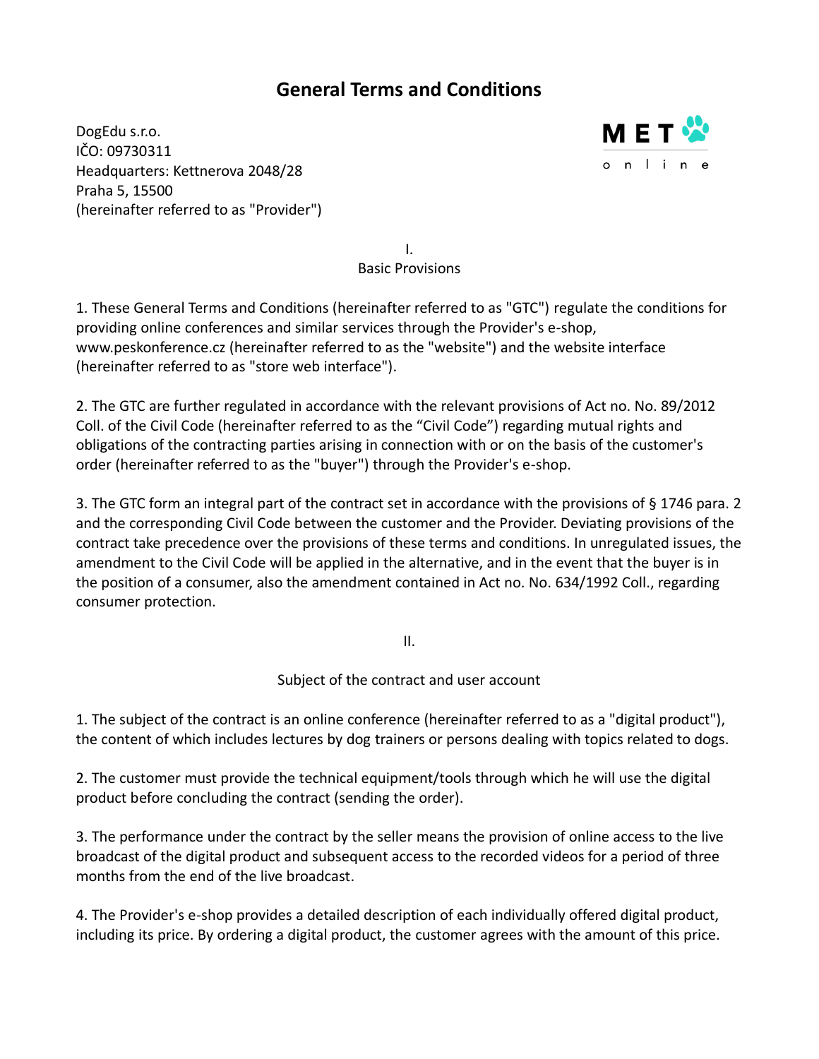# General Terms and Conditions

DogEdu s.r.o.
IČO: 09730311
Headquarters: Kettnerova 2048/28
Praha 5, 15500
(hereinafter referred to as "Provider")

## I.
## Basic Provisions

1. These General Terms and Conditions (hereinafter referred to as "GTC") regulate the conditions for providing online conferences and similar services through the Provider's e-shop, www.peskonference.cz (hereinafter referred to as the "website") and the website interface (hereinafter referred to as "store web interface").

2. The GTC are further regulated in accordance with the relevant provisions of Act no. No. 89/2012 Coll. of the Civil Code (hereinafter referred to as the "Civil Code") regarding mutual rights and obligations of the contracting parties arising in connection with or on the basis of the customer's order (hereinafter referred to as the "buyer") through the Provider's e-shop.

3. The GTC form an integral part of the contract set in accordance with the provisions of § 1746 para. 2 and the corresponding Civil Code between the customer and the Provider. Deviating provisions of the contract take precedence over the provisions of these terms and conditions. In unregulated issues, the amendment to the Civil Code will be applied in the alternative, and in the event that the buyer is in the position of a consumer, also the amendment contained in Act no. No. 634/1992 Coll., regarding consumer protection.

## II.
## Subject of the contract and user account

1. The subject of the contract is an online conference (hereinafter referred to as a "digital product"), the content of which includes lectures by dog trainers or persons dealing with topics related to dogs.

2. The customer must provide the technical equipment/tools through which he will use the digital product before concluding the contract (sending the order).

3. The performance under the contract by the seller means the provision of online access to the live broadcast of the digital product and subsequent access to the recorded videos for a period of three months from the end of the live broadcast.

4. The Provider's e-shop provides a detailed description of each individually offered digital product, including its price. By ordering a digital product, the customer agrees with the amount of this price.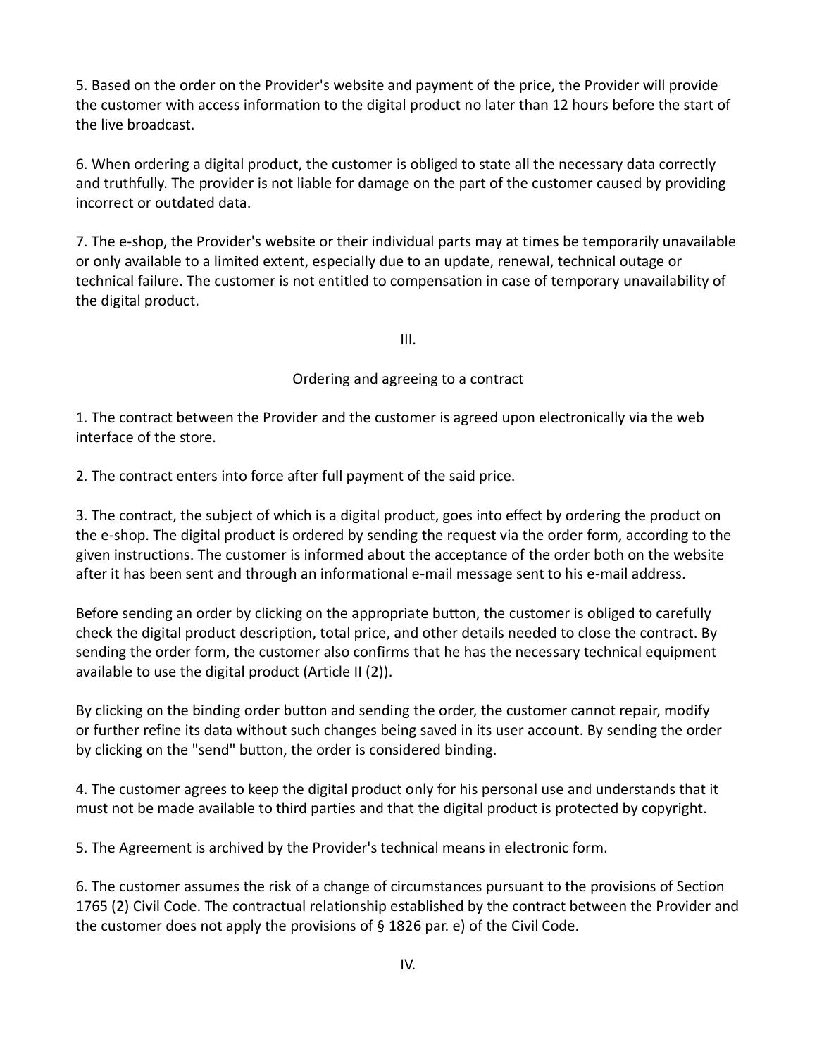5. Based on the order on the Provider's website and payment of the price, the Provider will provide the customer with access information to the digital product no later than 12 hours before the start of the live broadcast.

6. When ordering a digital product, the customer is obliged to state all the necessary data correctly and truthfully. The provider is not liable for damage on the part of the customer caused by providing incorrect or outdated data.

7. The e-shop, the Provider's website or their individual parts may at times be temporarily unavailable or only available to a limited extent, especially due to an update, renewal, technical outage or technical failure. The customer is not entitled to compensation in case of temporary unavailability of the digital product.

## III.

## Ordering and agreeing to a contract

1. The contract between the Provider and the customer is agreed upon electronically via the web interface of the store.

2. The contract enters into force after full payment of the said price.

3. The contract, the subject of which is a digital product, goes into effect by ordering the product on the e-shop. The digital product is ordered by sending the request via the order form, according to the given instructions. The customer is informed about the acceptance of the order both on the website after it has been sent and through an informational e-mail message sent to his e-mail address.

Before sending an order by clicking on the appropriate button, the customer is obliged to carefully check the digital product description, total price, and other details needed to close the contract. By sending the order form, the customer also confirms that he has the necessary technical equipment available to use the digital product (Article II (2)).

By clicking on the binding order button and sending the order, the customer cannot repair, modify or further refine its data without such changes being saved in its user account. By sending the order by clicking on the "send" button, the order is considered binding.

4. The customer agrees to keep the digital product only for his personal use and understands that it must not be made available to third parties and that the digital product is protected by copyright.

5. The Agreement is archived by the Provider's technical means in electronic form.

6. The customer assumes the risk of a change of circumstances pursuant to the provisions of Section 1765 (2) Civil Code. The contractual relationship established by the contract between the Provider and the customer does not apply the provisions of § 1826 par. e) of the Civil Code.

## IV.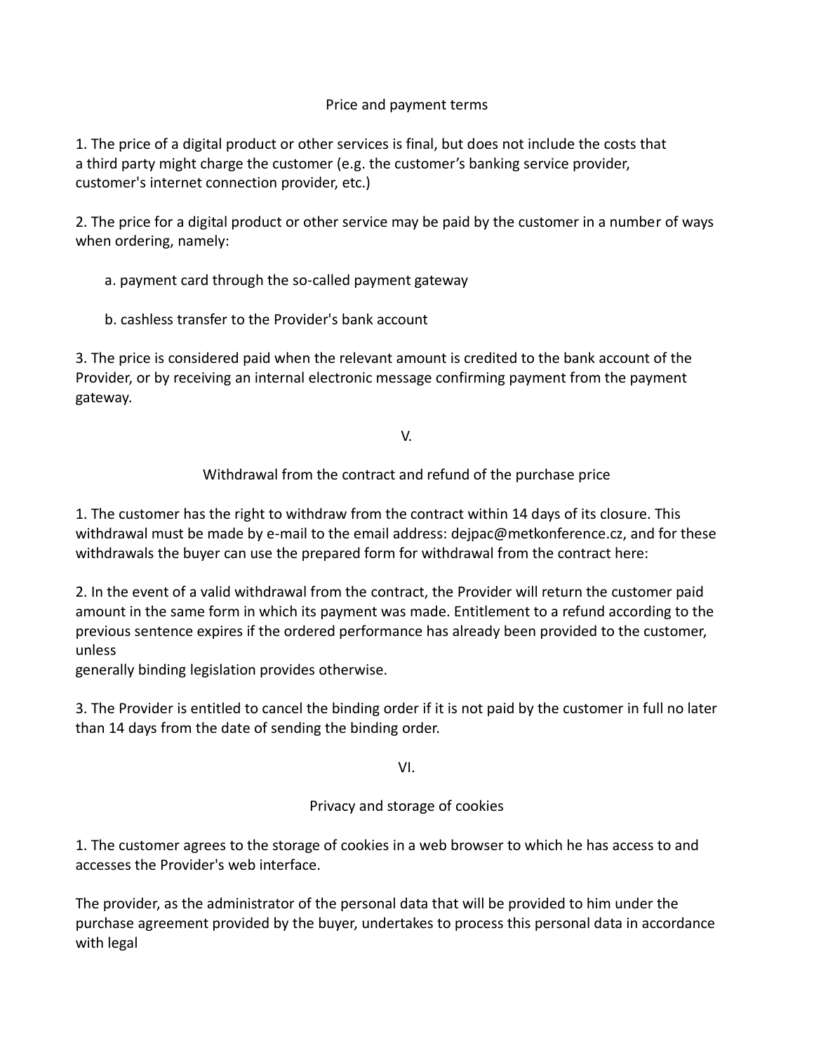## Price and payment terms

1. The price of a digital product or other services is final, but does not include the costs that a third party might charge the customer (e.g. the customer's banking service provider, customer's internet connection provider, etc.)

2. The price for a digital product or other service may be paid by the customer in a number of ways when ordering, namely:

   a. payment card through the so-called payment gateway

   b. cashless transfer to the Provider's bank account

3. The price is considered paid when the relevant amount is credited to the bank account of the Provider, or by receiving an internal electronic message confirming payment from the payment gateway.

## V.

## Withdrawal from the contract and refund of the purchase price

1. The customer has the right to withdraw from the contract within 14 days of its closure. This withdrawal must be made by e-mail to the email address: dejpac@metkonference.cz, and for these withdrawals the buyer can use the prepared form for withdrawal from the contract here:

2. In the event of a valid withdrawal from the contract, the Provider will return the customer paid amount in the same form in which its payment was made. Entitlement to a refund according to the previous sentence expires if the ordered performance has already been provided to the customer, unless generally binding legislation provides otherwise.

3. The Provider is entitled to cancel the binding order if it is not paid by the customer in full no later than 14 days from the date of sending the binding order.

## VI.

## Privacy and storage of cookies

1. The customer agrees to the storage of cookies in a web browser to which he has access to and accesses the Provider's web interface.

The provider, as the administrator of the personal data that will be provided to him under the purchase agreement provided by the buyer, undertakes to process this personal data in accordance with legal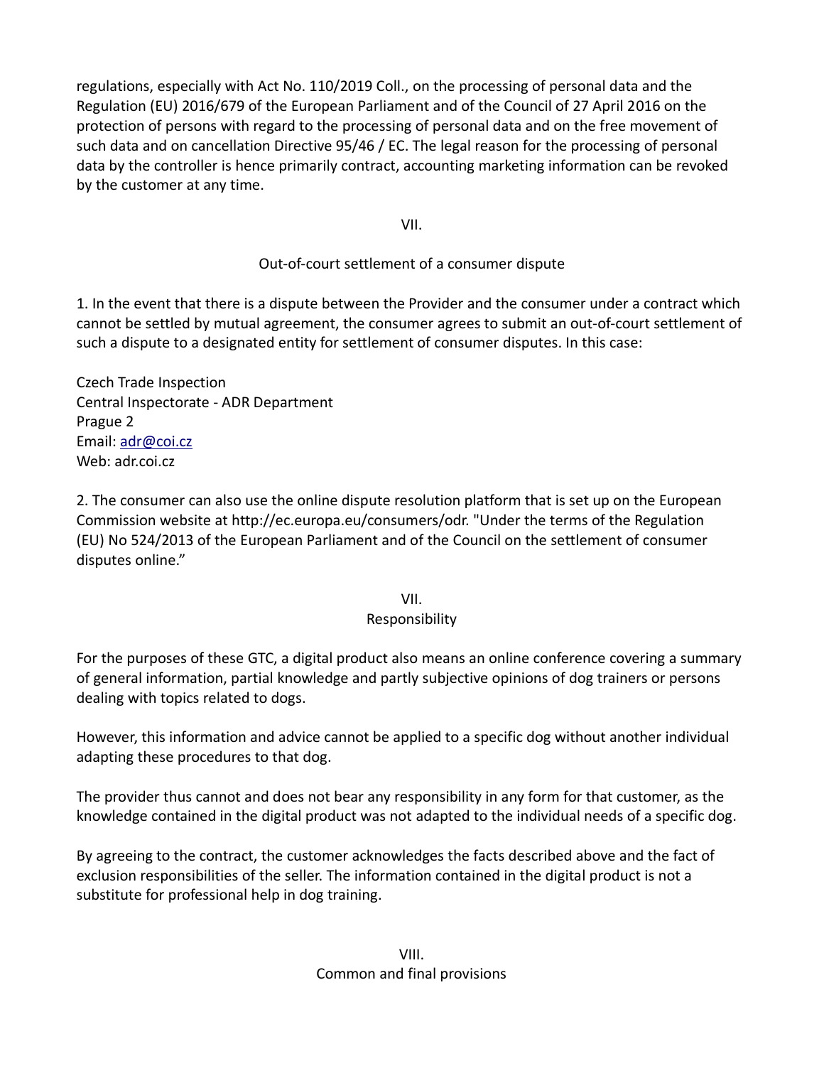regulations, especially with Act No. 110/2019 Coll., on the processing of personal data and the Regulation (EU) 2016/679 of the European Parliament and of the Council of 27 April 2016 on the protection of persons with regard to the processing of personal data and on the free movement of such data and on cancellation Directive 95/46 / EC. The legal reason for the processing of personal data by the controller is hence primarily contract, accounting marketing information can be revoked by the customer at any time.

## VII.

## Out-of-court settlement of a consumer dispute

1. In the event that there is a dispute between the Provider and the consumer under a contract which cannot be settled by mutual agreement, the consumer agrees to submit an out-of-court settlement of such a dispute to a designated entity for settlement of consumer disputes. In this case:

Czech Trade Inspection
Central Inspectorate - ADR Department
Prague 2
Email: adr@coi.cz
Web: adr.coi.cz

2. The consumer can also use the online dispute resolution platform that is set up on the European Commission website at http://ec.europa.eu/consumers/odr. "Under the terms of the Regulation (EU) No 524/2013 of the European Parliament and of the Council on the settlement of consumer disputes online."

## VII.
## Responsibility

For the purposes of these GTC, a digital product also means an online conference covering a summary of general information, partial knowledge and partly subjective opinions of dog trainers or persons dealing with topics related to dogs.

However, this information and advice cannot be applied to a specific dog without another individual adapting these procedures to that dog.

The provider thus cannot and does not bear any responsibility in any form for that customer, as the knowledge contained in the digital product was not adapted to the individual needs of a specific dog.

By agreeing to the contract, the customer acknowledges the facts described above and the fact of exclusion responsibilities of the seller. The information contained in the digital product is not a substitute for professional help in dog training.

## VIII.
## Common and final provisions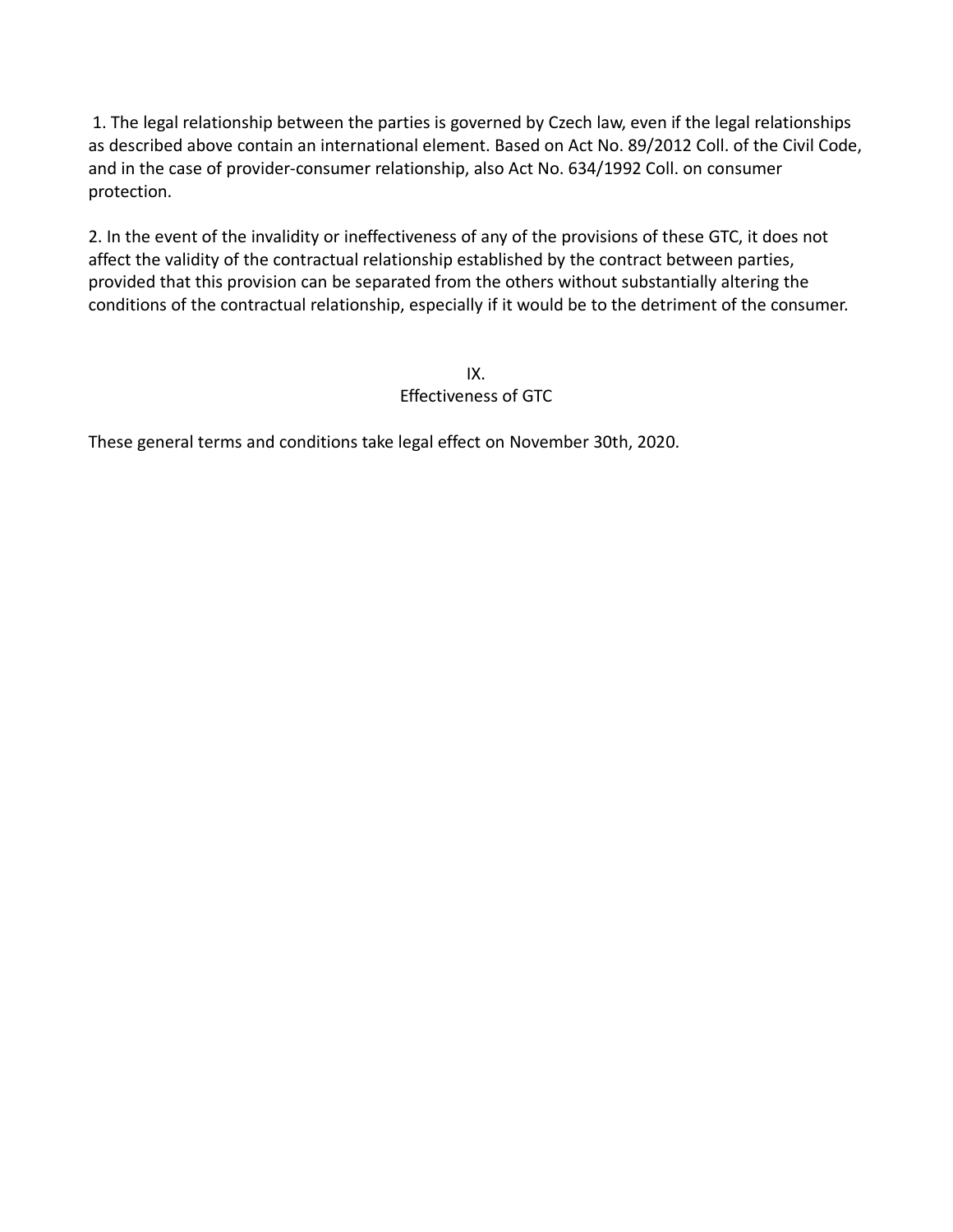1. The legal relationship between the parties is governed by Czech law, even if the legal relationships as described above contain an international element. Based on Act No. 89/2012 Coll. of the Civil Code, and in the case of provider-consumer relationship, also Act No. 634/1992 Coll. on consumer protection.

2. In the event of the invalidity or ineffectiveness of any of the provisions of these GTC, it does not affect the validity of the contractual relationship established by the contract between parties, provided that this provision can be separated from the others without substantially altering the conditions of the contractual relationship, especially if it would be to the detriment of the consumer.

## IX.
## Effectiveness of GTC

These general terms and conditions take legal effect on November 30th, 2020.